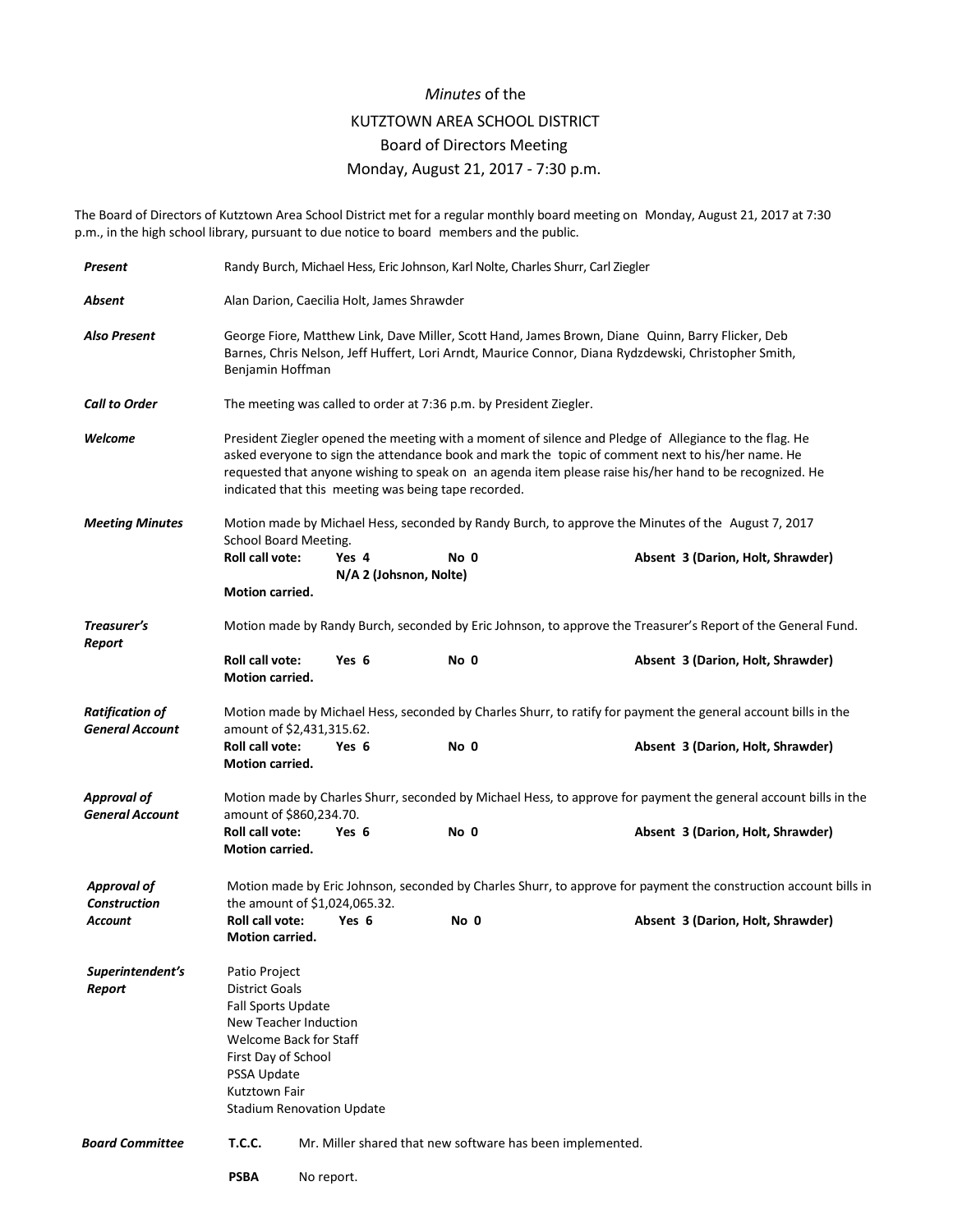*Minutes* of the

KUTZTOWN AREA SCHOOL DISTRICT

Board of Directors Meeting

Monday, August 21, 2017 - 7:30 p.m.

The Board of Directors of Kutztown Area School District met for a regular monthly board meeting on Monday, August 21, 2017 at 7:30 p.m., in the high school library, pursuant to due notice to board members and the public.

***Present*** Randy Burch, Michael Hess, Eric Johnson, Karl Nolte, Charles Shurr, Carl Ziegler

***Absent*** Alan Darion, Caecilia Holt, James Shrawder

***Also Present*** George Fiore, Matthew Link, Dave Miller, Scott Hand, James Brown, Diane Quinn, Barry Flicker, Deb Barnes, Chris Nelson, Jeff Huffert, Lori Arndt, Maurice Connor, Diana Rydzdewski, Christopher Smith, Benjamin Hoffman

***Call to Order*** The meeting was called to order at 7:36 p.m. by President Ziegler.

***Welcome*** President Ziegler opened the meeting with a moment of silence and Pledge of Allegiance to the flag. He asked everyone to sign the attendance book and mark the topic of comment next to his/her name. He requested that anyone wishing to speak on an agenda item please raise his/her hand to be recognized. He indicated that this meeting was being tape recorded.

***Meeting Minutes*** Motion made by Michael Hess, seconded by Randy Burch, to approve the Minutes of the August 7, 2017 School Board Meeting.

**Roll call vote: Yes 4 No 0 Absent 3 (Darion, Holt, Shrawder)**
**N/A 2 (Johsnon, Nolte)**
**Motion carried.**

***Treasurer's Report*** Motion made by Randy Burch, seconded by Eric Johnson, to approve the Treasurer's Report of the General Fund.

**Roll call vote: Yes 6 No 0 Absent 3 (Darion, Holt, Shrawder)**
**Motion carried.**

***Ratification of General Account*** Motion made by Michael Hess, seconded by Charles Shurr, to ratify for payment the general account bills in the amount of $2,431,315.62.

**Roll call vote: Yes 6 No 0 Absent 3 (Darion, Holt, Shrawder)**
**Motion carried.**

***Approval of General Account*** Motion made by Charles Shurr, seconded by Michael Hess, to approve for payment the general account bills in the amount of $860,234.70.

**Roll call vote: Yes 6 No 0 Absent 3 (Darion, Holt, Shrawder)**
**Motion carried.**

***Approval of Construction Account*** Motion made by Eric Johnson, seconded by Charles Shurr, to approve for payment the construction account bills in the amount of $1,024,065.32.

**Roll call vote: Yes 6 No 0 Absent 3 (Darion, Holt, Shrawder)**
**Motion carried.**

***Superintendent's Report***

Patio Project
District Goals
Fall Sports Update
New Teacher Induction
Welcome Back for Staff
First Day of School
PSSA Update
Kutztown Fair
Stadium Renovation Update

***Board Committee***

**T.C.C.** Mr. Miller shared that new software has been implemented.

**PSBA** No report.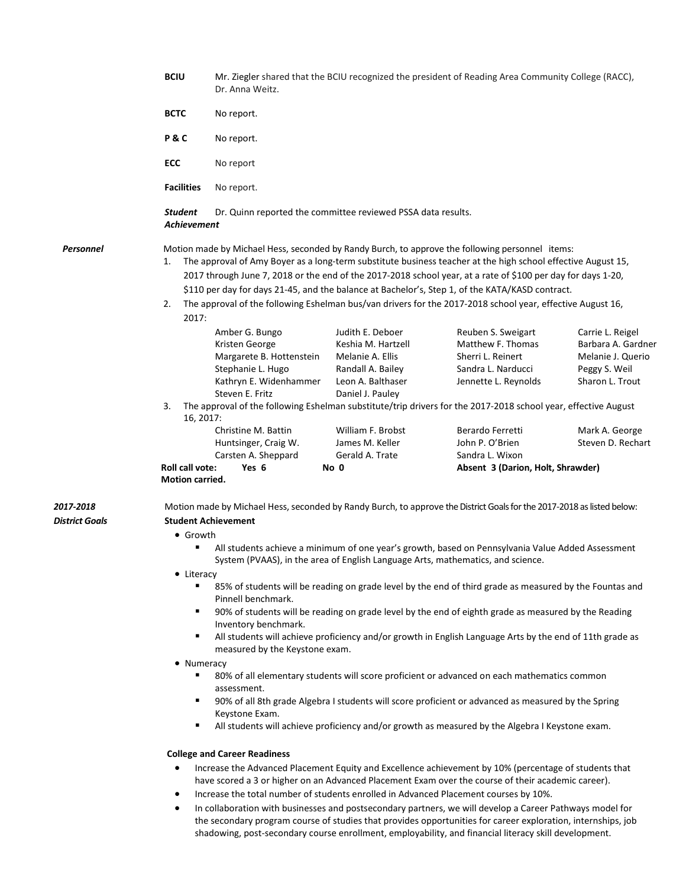**BCIU** Mr. Ziegler shared that the BCIU recognized the president of Reading Area Community College (RACC), Dr. Anna Weitz.

**BCTC** No report.

**P & C** No report.

**ECC** No report

**Facilities** No report.

***Student Achievement*** Dr. Quinn reported the committee reviewed PSSA data results.

***Personnel***

Motion made by Michael Hess, seconded by Randy Burch, to approve the following personnel items:

1. The approval of Amy Boyer as a long-term substitute business teacher at the high school effective August 15, 2017 through June 7, 2018 or the end of the 2017-2018 school year, at a rate of $100 per day for days 1-20, $110 per day for days 21-45, and the balance at Bachelor's, Step 1, of the KATA/KASD contract.
2. The approval of the following Eshelman bus/van drivers for the 2017-2018 school year, effective August 16, 2017:

| | | | |
|---|---|---|---|
| Amber G. Bungo | Judith E. Deboer | Reuben S. Sweigart | Carrie L. Reigel |
| Kristen George | Keshia M. Hartzell | Matthew F. Thomas | Barbara A. Gardner |
| Margarete B. Hottenstein | Melanie A. Ellis | Sherri L. Reinert | Melanie J. Querio |
| Stephanie L. Hugo | Randall A. Bailey | Sandra L. Narducci | Peggy S. Weil |
| Kathryn E. Widenhammer | Leon A. Balthaser | Jennette L. Reynolds | Sharon L. Trout |
| Steven E. Fritz | Daniel J. Pauley | | |

3. The approval of the following Eshelman substitute/trip drivers for the 2017-2018 school year, effective August 16, 2017:

| | | | |
|---|---|---|---|
| Christine M. Battin | William F. Brobst | Berardo Ferretti | Mark A. George |
| Huntsinger, Craig W. | James M. Keller | John P. O'Brien | Steven D. Rechart |
| Carsten A. Sheppard | Gerald A. Trate | Sandra L. Wixon | |

**Roll call vote: Yes 6 No 0 Absent 3 (Darion, Holt, Shrawder)**
**Motion carried.**

***2017-2018 District Goals***

Motion made by Michael Hess, seconded by Randy Burch, to approve the District Goals for the 2017-2018 as listed below:

**Student Achievement**

- Growth
  - All students achieve a minimum of one year's growth, based on Pennsylvania Value Added Assessment System (PVAAS), in the area of English Language Arts, mathematics, and science.
- Literacy
  - 85% of students will be reading on grade level by the end of third grade as measured by the Fountas and Pinnell benchmark.
  - 90% of students will be reading on grade level by the end of eighth grade as measured by the Reading Inventory benchmark.
  - All students will achieve proficiency and/or growth in English Language Arts by the end of 11th grade as measured by the Keystone exam.
- Numeracy
  - 80% of all elementary students will score proficient or advanced on each mathematics common assessment.
  - 90% of all 8th grade Algebra I students will score proficient or advanced as measured by the Spring Keystone Exam.
  - All students will achieve proficiency and/or growth as measured by the Algebra I Keystone exam.

**College and Career Readiness**

- Increase the Advanced Placement Equity and Excellence achievement by 10% (percentage of students that have scored a 3 or higher on an Advanced Placement Exam over the course of their academic career).
- Increase the total number of students enrolled in Advanced Placement courses by 10%.
- In collaboration with businesses and postsecondary partners, we will develop a Career Pathways model for the secondary program course of studies that provides opportunities for career exploration, internships, job shadowing, post-secondary course enrollment, employability, and financial literacy skill development.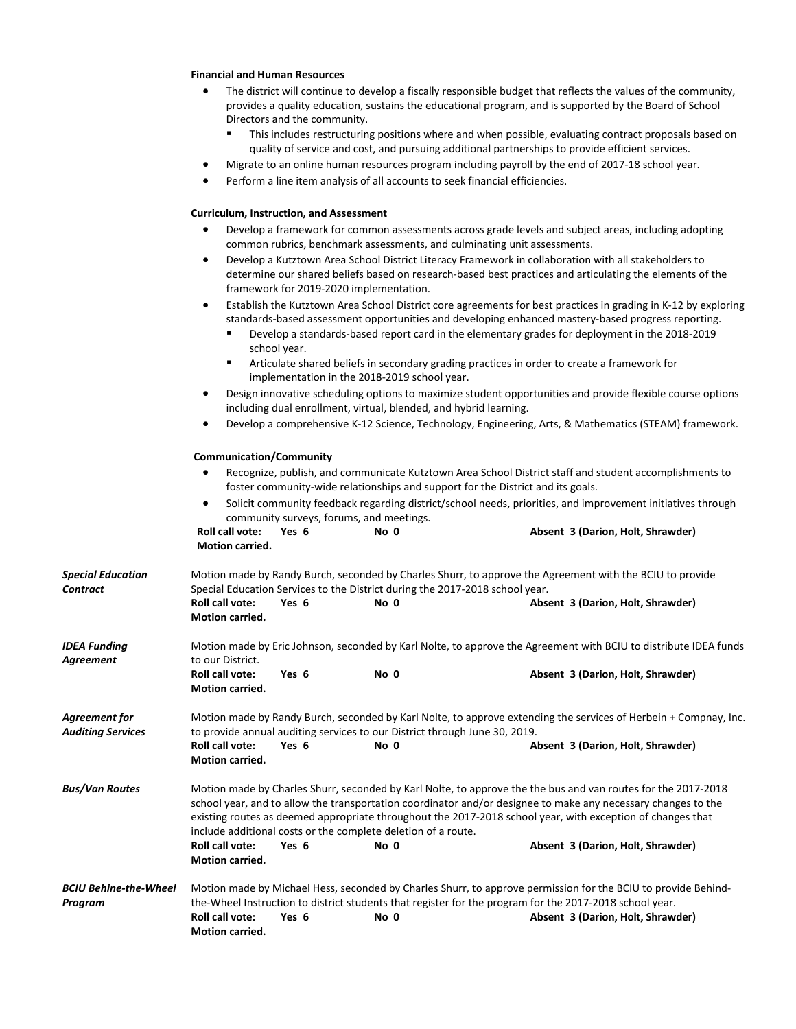**Financial and Human Resources**

- The district will continue to develop a fiscally responsible budget that reflects the values of the community, provides a quality education, sustains the educational program, and is supported by the Board of School Directors and the community.
  - This includes restructuring positions where and when possible, evaluating contract proposals based on quality of service and cost, and pursuing additional partnerships to provide efficient services.
- Migrate to an online human resources program including payroll by the end of 2017-18 school year.
- Perform a line item analysis of all accounts to seek financial efficiencies.

**Curriculum, Instruction, and Assessment**

- Develop a framework for common assessments across grade levels and subject areas, including adopting common rubrics, benchmark assessments, and culminating unit assessments.
- Develop a Kutztown Area School District Literacy Framework in collaboration with all stakeholders to determine our shared beliefs based on research-based best practices and articulating the elements of the framework for 2019-2020 implementation.
- Establish the Kutztown Area School District core agreements for best practices in grading in K-12 by exploring standards-based assessment opportunities and developing enhanced mastery-based progress reporting.
  - Develop a standards-based report card in the elementary grades for deployment in the 2018-2019 school year.
  - Articulate shared beliefs in secondary grading practices in order to create a framework for implementation in the 2018-2019 school year.
- Design innovative scheduling options to maximize student opportunities and provide flexible course options including dual enrollment, virtual, blended, and hybrid learning.
- Develop a comprehensive K-12 Science, Technology, Engineering, Arts, & Mathematics (STEAM) framework.

**Communication/Community**

- Recognize, publish, and communicate Kutztown Area School District staff and student accomplishments to foster community-wide relationships and support for the District and its goals.
- Solicit community feedback regarding district/school needs, priorities, and improvement initiatives through community surveys, forums, and meetings.

**Roll call vote:** **Yes 6** **No 0** **Absent 3 (Darion, Holt, Shrawder)**
**Motion carried.**

***Special Education Contract***

Motion made by Randy Burch, seconded by Charles Shurr, to approve the Agreement with the BCIU to provide Special Education Services to the District during the 2017-2018 school year.

**Roll call vote:** **Yes 6** **No 0** **Absent 3 (Darion, Holt, Shrawder)**
**Motion carried.**

***IDEA Funding Agreement***

Motion made by Eric Johnson, seconded by Karl Nolte, to approve the Agreement with BCIU to distribute IDEA funds to our District.

**Roll call vote:** **Yes 6** **No 0** **Absent 3 (Darion, Holt, Shrawder)**
**Motion carried.**

***Agreement for Auditing Services***

Motion made by Randy Burch, seconded by Karl Nolte, to approve extending the services of Herbein + Compnay, Inc. to provide annual auditing services to our District through June 30, 2019.

**Roll call vote:** **Yes 6** **No 0** **Absent 3 (Darion, Holt, Shrawder)**
**Motion carried.**

***Bus/Van Routes***

Motion made by Charles Shurr, seconded by Karl Nolte, to approve the the bus and van routes for the 2017-2018 school year, and to allow the transportation coordinator and/or designee to make any necessary changes to the existing routes as deemed appropriate throughout the 2017-2018 school year, with exception of changes that include additional costs or the complete deletion of a route.

**Roll call vote:** **Yes 6** **No 0** **Absent 3 (Darion, Holt, Shrawder)**
**Motion carried.**

***BCIU Behine-the-Wheel Program***

Motion made by Michael Hess, seconded by Charles Shurr, to approve permission for the BCIU to provide Behind-the-Wheel Instruction to district students that register for the program for the 2017-2018 school year.

**Roll call vote:** **Yes 6** **No 0** **Absent 3 (Darion, Holt, Shrawder)**
**Motion carried.**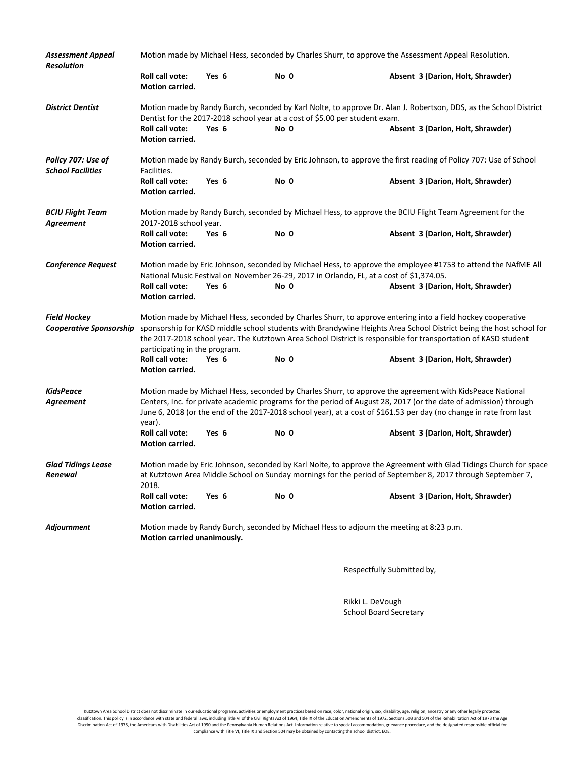***Assessment Appeal Resolution***

Motion made by Michael Hess, seconded by Charles Shurr, to approve the Assessment Appeal Resolution.

**Roll call vote:** **Yes 6** **No 0** **Absent 3 (Darion, Holt, Shrawder)**
**Motion carried.**

***District Dentist***

Motion made by Randy Burch, seconded by Karl Nolte, to approve Dr. Alan J. Robertson, DDS, as the School District Dentist for the 2017-2018 school year at a cost of $5.00 per student exam.

**Roll call vote:** **Yes 6** **No 0** **Absent 3 (Darion, Holt, Shrawder)**
**Motion carried.**

***Policy 707: Use of School Facilities***

Motion made by Randy Burch, seconded by Eric Johnson, to approve the first reading of Policy 707: Use of School Facilities.

**Roll call vote:** **Yes 6** **No 0** **Absent 3 (Darion, Holt, Shrawder)**
**Motion carried.**

***BCIU Flight Team Agreement***

Motion made by Randy Burch, seconded by Michael Hess, to approve the BCIU Flight Team Agreement for the 2017-2018 school year.

**Roll call vote:** **Yes 6** **No 0** **Absent 3 (Darion, Holt, Shrawder)**
**Motion carried.**

***Conference Request***

Motion made by Eric Johnson, seconded by Michael Hess, to approve the employee #1753 to attend the NAfME All National Music Festival on November 26-29, 2017 in Orlando, FL, at a cost of $1,374.05.

**Roll call vote:** **Yes 6** **No 0** **Absent 3 (Darion, Holt, Shrawder)**
**Motion carried.**

***Field Hockey Cooperative Sponsorship***

Motion made by Michael Hess, seconded by Charles Shurr, to approve entering into a field hockey cooperative sponsorship for KASD middle school students with Brandywine Heights Area School District being the host school for the 2017-2018 school year. The Kutztown Area School District is responsible for transportation of KASD student participating in the program.

**Roll call vote:** **Yes 6** **No 0** **Absent 3 (Darion, Holt, Shrawder)**
**Motion carried.**

***KidsPeace Agreement***

Motion made by Michael Hess, seconded by Charles Shurr, to approve the agreement with KidsPeace National Centers, Inc. for private academic programs for the period of August 28, 2017 (or the date of admission) through June 6, 2018 (or the end of the 2017-2018 school year), at a cost of $161.53 per day (no change in rate from last year).

**Roll call vote:** **Yes 6** **No 0** **Absent 3 (Darion, Holt, Shrawder)**
**Motion carried.**

***Glad Tidings Lease Renewal***

Motion made by Eric Johnson, seconded by Karl Nolte, to approve the Agreement with Glad Tidings Church for space at Kutztown Area Middle School on Sunday mornings for the period of September 8, 2017 through September 7, 2018.

**Roll call vote:** **Yes 6** **No 0** **Absent 3 (Darion, Holt, Shrawder)**
**Motion carried.**

***Adjournment***

Motion made by Randy Burch, seconded by Michael Hess to adjourn the meeting at 8:23 p.m.
**Motion carried unanimously.**

Respectfully Submitted by,

Rikki L. DeVough
School Board Secretary

Kutztown Area School District does not discriminate in our educational programs, activities or employment practices based on race, color, national origin, sex, disability, age, religion, ancestry or any other legally protected classification. This policy is in accordance with state and federal laws, including Title VI of the Civil Rights Act of 1964, Title IX of the Education Amendments of 1972, Sections 503 and 504 of the Rehabilitation Act of 1973 the Age Discrimination Act of 1975, the Americans with Disabilities Act of 1990 and the Pennsylvania Human Relations Act. Information relative to special accommodation, grievance procedure, and the designated responsible official for compliance with Title VI, Title IX and Section 504 may be obtained by contacting the school district. EOE.